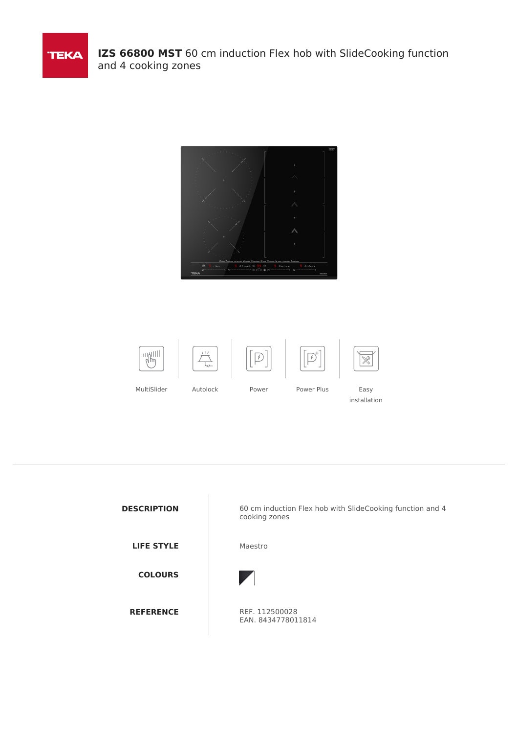# **IZS 66800 MST** 60 cm induction Flex hob with SlideCooking function and 4 cooking zones

MultiSlider | Autolock | Power | Power Plus | Easy installation

| | |
|---|---|
| **DESCRIPTION** | 60 cm induction Flex hob with SlideCooking function and 4 cooking zones |
| **LIFE STYLE** | Maestro |
| **COLOURS** | |
| **REFERENCE** | REF. 112500028<br>EAN. 8434778011814 |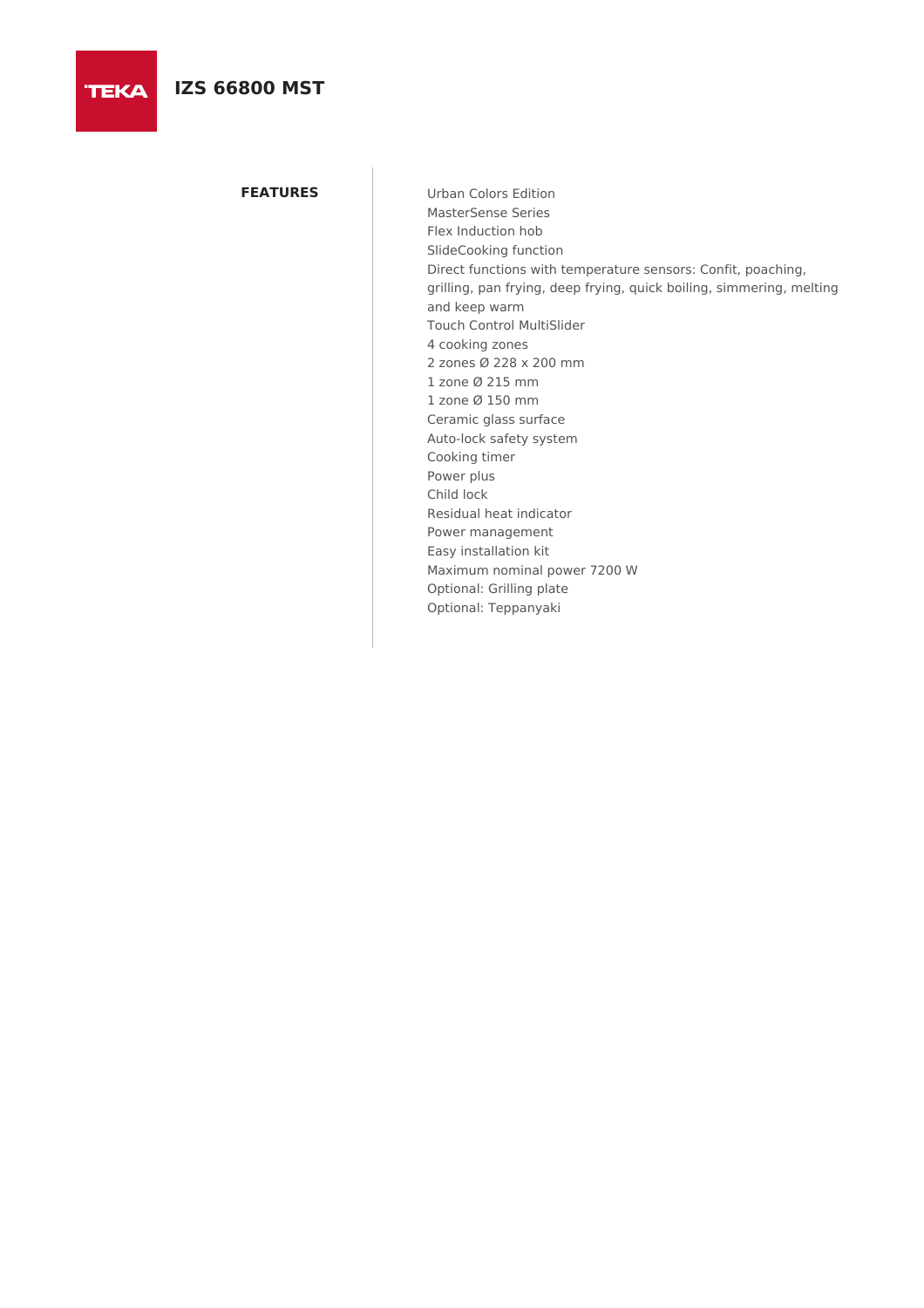# IZS 66800 MST

## FEATURES

Urban Colors Edition
MasterSense Series
Flex Induction hob
SlideCooking function
Direct functions with temperature sensors: Confit, poaching, grilling, pan frying, deep frying, quick boiling, simmering, melting and keep warm
Touch Control MultiSlider
4 cooking zones
2 zones Ø 228 x 200 mm
1 zone Ø 215 mm
1 zone Ø 150 mm
Ceramic glass surface
Auto-lock safety system
Cooking timer
Power plus
Child lock
Residual heat indicator
Power management
Easy installation kit
Maximum nominal power 7200 W
Optional: Grilling plate
Optional: Teppanyaki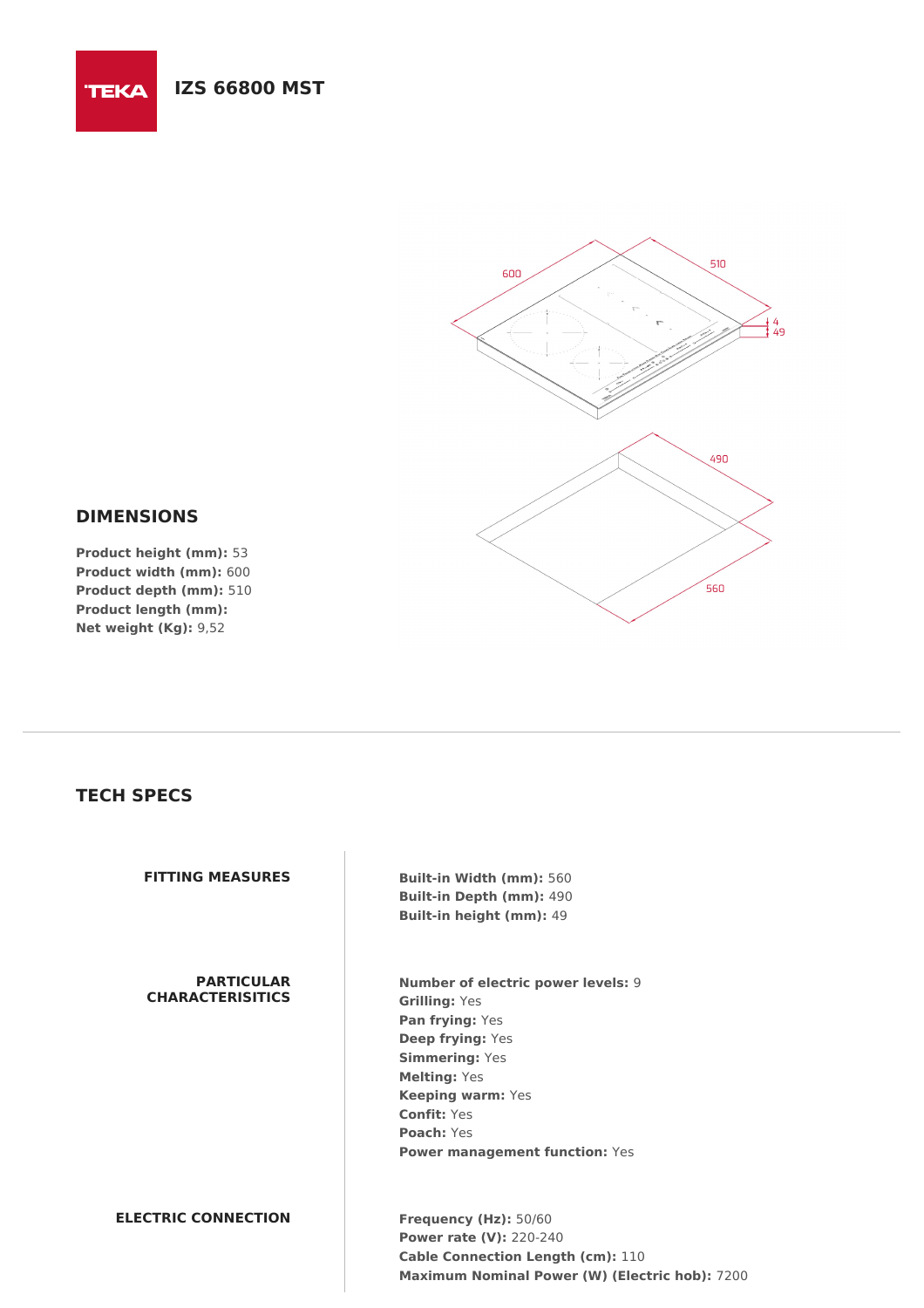# IZS 66800 MST

## DIMENSIONS

**Product height (mm):** 53
**Product width (mm):** 600
**Product depth (mm):** 510
**Product length (mm):**
**Net weight (Kg):** 9,52

## TECH SPECS

### FITTING MEASURES

**Built-in Width (mm):** 560
**Built-in Depth (mm):** 490
**Built-in height (mm):** 49

### PARTICULAR CHARACTERISITICS

**Number of electric power levels:** 9
**Grilling:** Yes
**Pan frying:** Yes
**Deep frying:** Yes
**Simmering:** Yes
**Melting:** Yes
**Keeping warm:** Yes
**Confit:** Yes
**Poach:** Yes
**Power management function:** Yes

### ELECTRIC CONNECTION

**Frequency (Hz):** 50/60
**Power rate (V):** 220-240
**Cable Connection Length (cm):** 110
**Maximum Nominal Power (W) (Electric hob):** 7200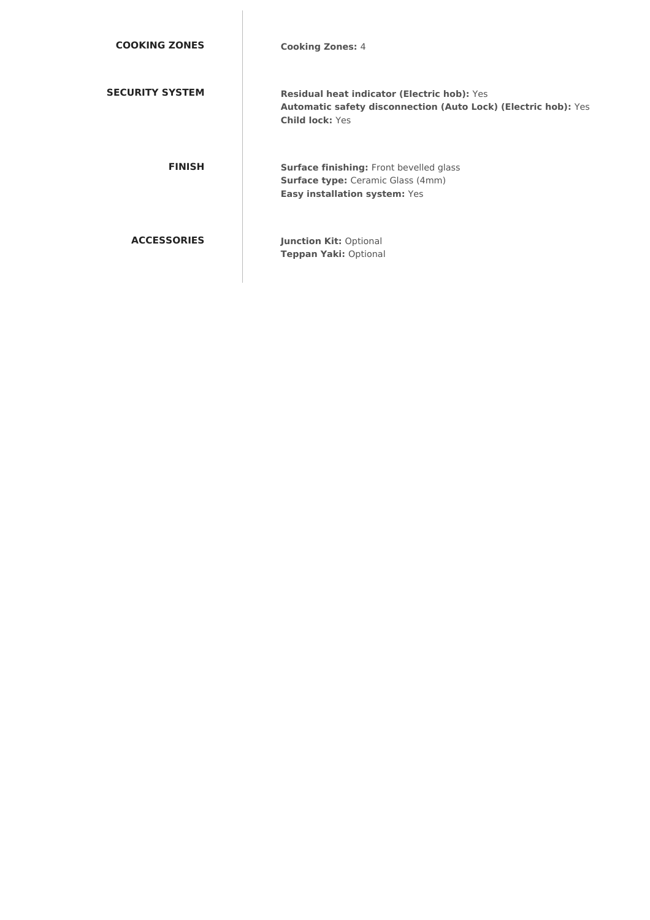| | |
|---|---|
| **COOKING ZONES** | **Cooking Zones:** 4 |
| **SECURITY SYSTEM** | **Residual heat indicator (Electric hob):** Yes<br>**Automatic safety disconnection (Auto Lock) (Electric hob):** Yes<br>**Child lock:** Yes |
| **FINISH** | **Surface finishing:** Front bevelled glass<br>**Surface type:** Ceramic Glass (4mm)<br>**Easy installation system:** Yes |
| **ACCESSORIES** | **Junction Kit:** Optional<br>**Teppan Yaki:** Optional |